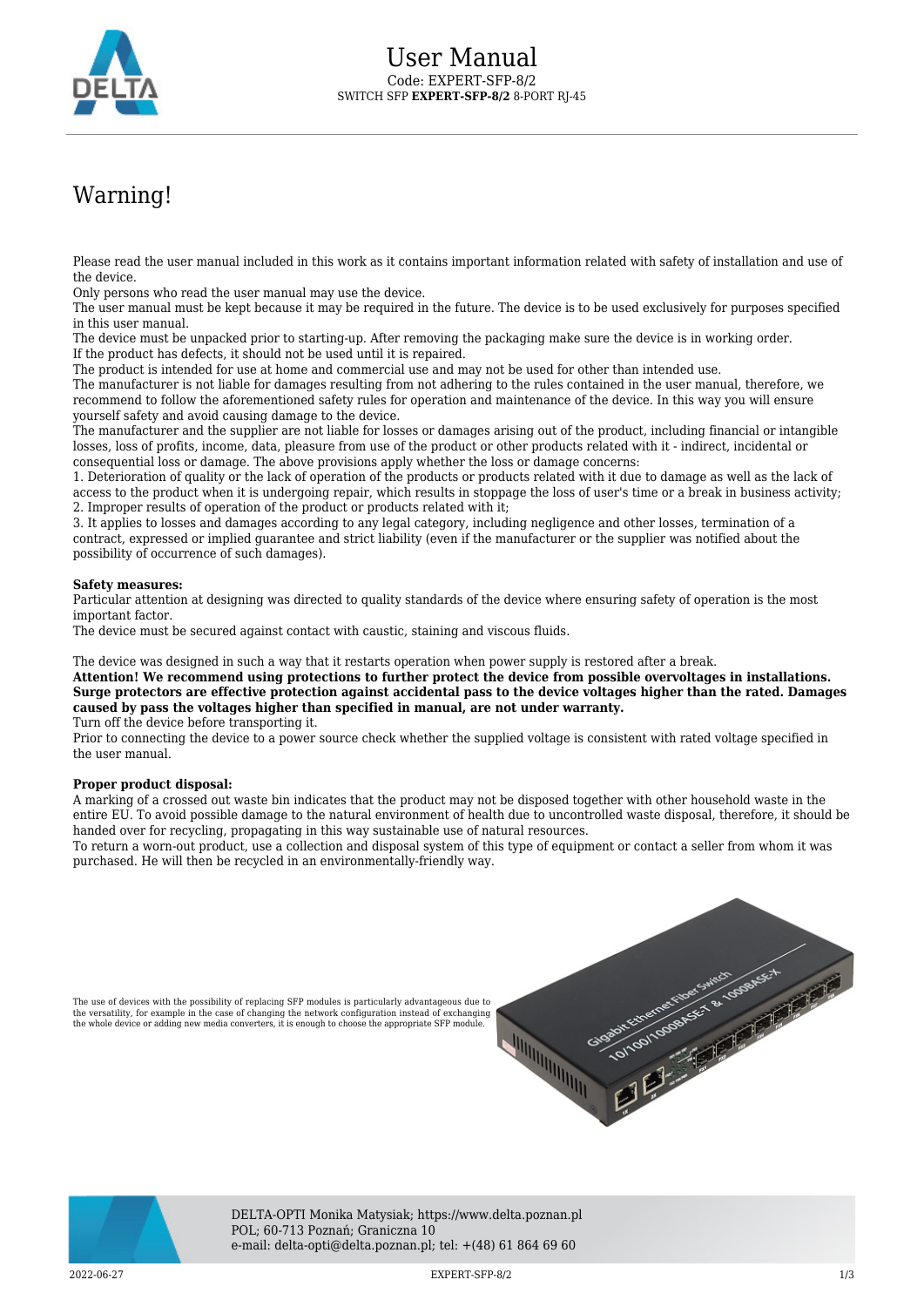# User Manual

Code: EXPERT-SFP-8/2

SWITCH SFP **EXPERT-SFP-8/2** 8-PORT RJ-45

## Warning!

Please read the user manual included in this work as it contains important information related with safety of installation and use of the device.
Only persons who read the user manual may use the device.
The user manual must be kept because it may be required in the future. The device is to be used exclusively for purposes specified in this user manual.
The device must be unpacked prior to starting-up. After removing the packaging make sure the device is in working order.
If the product has defects, it should not be used until it is repaired.
The product is intended for use at home and commercial use and may not be used for other than intended use.
The manufacturer is not liable for damages resulting from not adhering to the rules contained in the user manual, therefore, we recommend to follow the aforementioned safety rules for operation and maintenance of the device. In this way you will ensure yourself safety and avoid causing damage to the device.
The manufacturer and the supplier are not liable for losses or damages arising out of the product, including financial or intangible losses, loss of profits, income, data, pleasure from use of the product or other products related with it - indirect, incidental or consequential loss or damage. The above provisions apply whether the loss or damage concerns:
1. Deterioration of quality or the lack of operation of the products or products related with it due to damage as well as the lack of access to the product when it is undergoing repair, which results in stoppage the loss of user's time or a break in business activity;
2. Improper results of operation of the product or products related with it;
3. It applies to losses and damages according to any legal category, including negligence and other losses, termination of a contract, expressed or implied guarantee and strict liability (even if the manufacturer or the supplier was notified about the possibility of occurrence of such damages).

**Safety measures:**
Particular attention at designing was directed to quality standards of the device where ensuring safety of operation is the most important factor.
The device must be secured against contact with caustic, staining and viscous fluids.

The device was designed in such a way that it restarts operation when power supply is restored after a break.
**Attention! We recommend using protections to further protect the device from possible overvoltages in installations. Surge protectors are effective protection against accidental pass to the device voltages higher than the rated. Damages caused by pass the voltages higher than specified in manual, are not under warranty.**
Turn off the device before transporting it.
Prior to connecting the device to a power source check whether the supplied voltage is consistent with rated voltage specified in the user manual.

**Proper product disposal:**
A marking of a crossed out waste bin indicates that the product may not be disposed together with other household waste in the entire EU. To avoid possible damage to the natural environment of health due to uncontrolled waste disposal, therefore, it should be handed over for recycling, propagating in this way sustainable use of natural resources.
To return a worn-out product, use a collection and disposal system of this type of equipment or contact a seller from whom it was purchased. He will then be recycled in an environmentally-friendly way.

The use of devices with the possibility of replacing SFP modules is particularly advantageous due to the versatility, for example in the case of changing the network configuration instead of exchanging the whole device or adding new media converters, it is enough to choose the appropriate SFP module.

DELTA-OPTI Monika Matysiak; https://www.delta.poznan.pl
POL; 60-713 Poznań; Graniczna 10
e-mail: delta-opti@delta.poznan.pl; tel: +(48) 61 864 69 60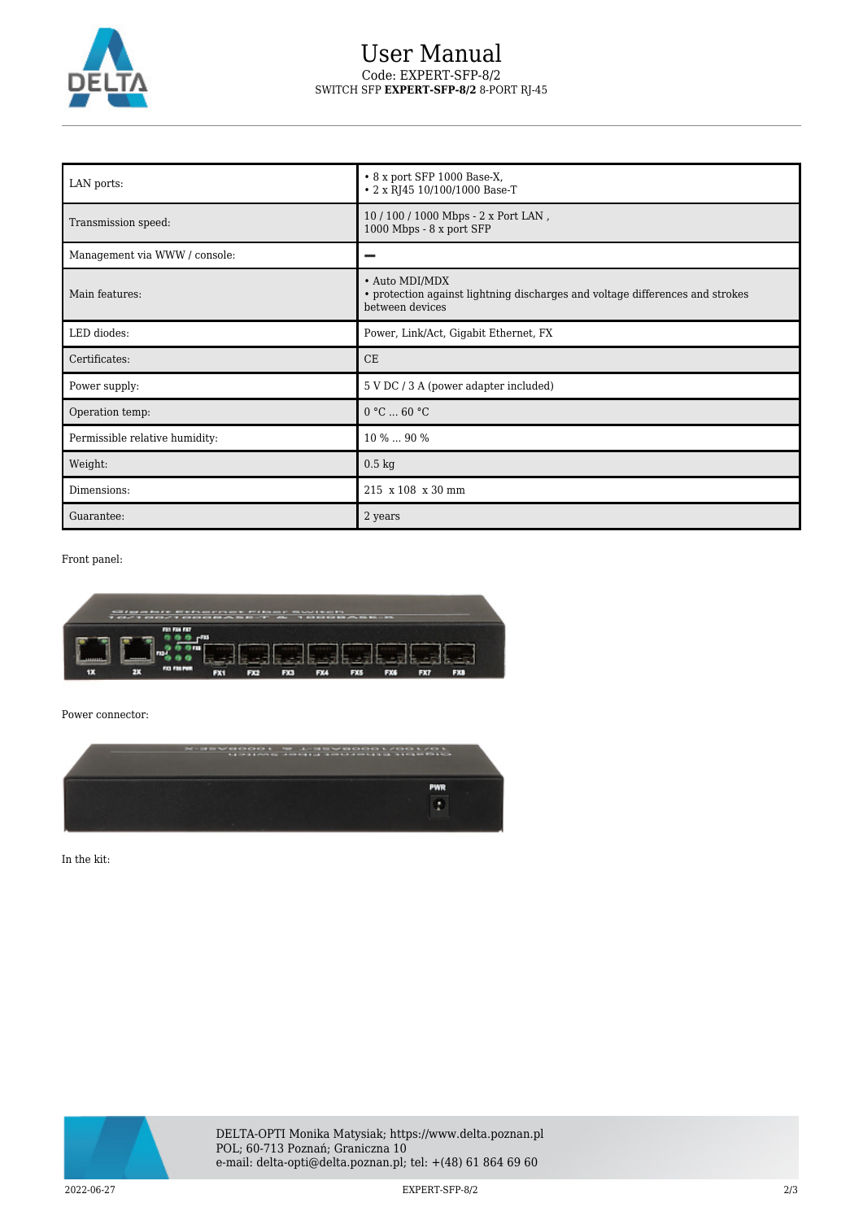# User Manual

Code: EXPERT-SFP-8/2

SWITCH SFP **EXPERT-SFP-8/2** 8-PORT RJ-45

| | |
|---|---|
| LAN ports: | • 8 x port SFP 1000 Base-X,<br>• 2 x RJ45 10/100/1000 Base-T |
| Transmission speed: | 10 / 100 / 1000 Mbps - 2 x Port LAN ,<br>1000 Mbps - 8 x port SFP |
| Management via WWW / console: | – |
| Main features: | • Auto MDI/MDX<br>• protection against lightning discharges and voltage differences and strokes between devices |
| LED diodes: | Power, Link/Act, Gigabit Ethernet, FX |
| Certificates: | CE |
| Power supply: | 5 V DC / 3 A (power adapter included) |
| Operation temp: | 0 °C ... 60 °C |
| Permissible relative humidity: | 10 % ... 90 % |
| Weight: | 0.5 kg |
| Dimensions: | 215 x 108 x 30 mm |
| Guarantee: | 2 years |

Front panel:

Power connector:

In the kit:

DELTA-OPTI Monika Matysiak; https://www.delta.poznan.pl
POL; 60-713 Poznań; Graniczna 10
e-mail: delta-opti@delta.poznan.pl; tel: +(48) 61 864 69 60